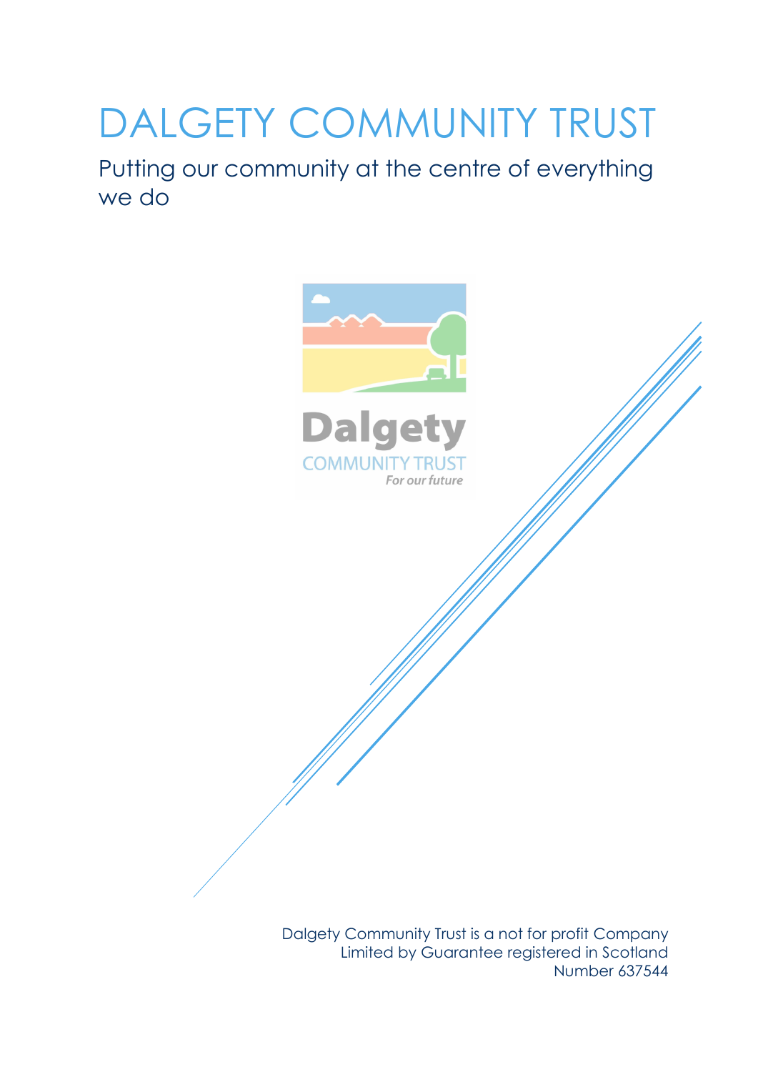# DALGETY COMMUNITY TRUST

## Putting our community at the centre of everything we do

Dalgety Community Trust is a not for profit Company Limited by Guarantee registered in Scotland Number 637544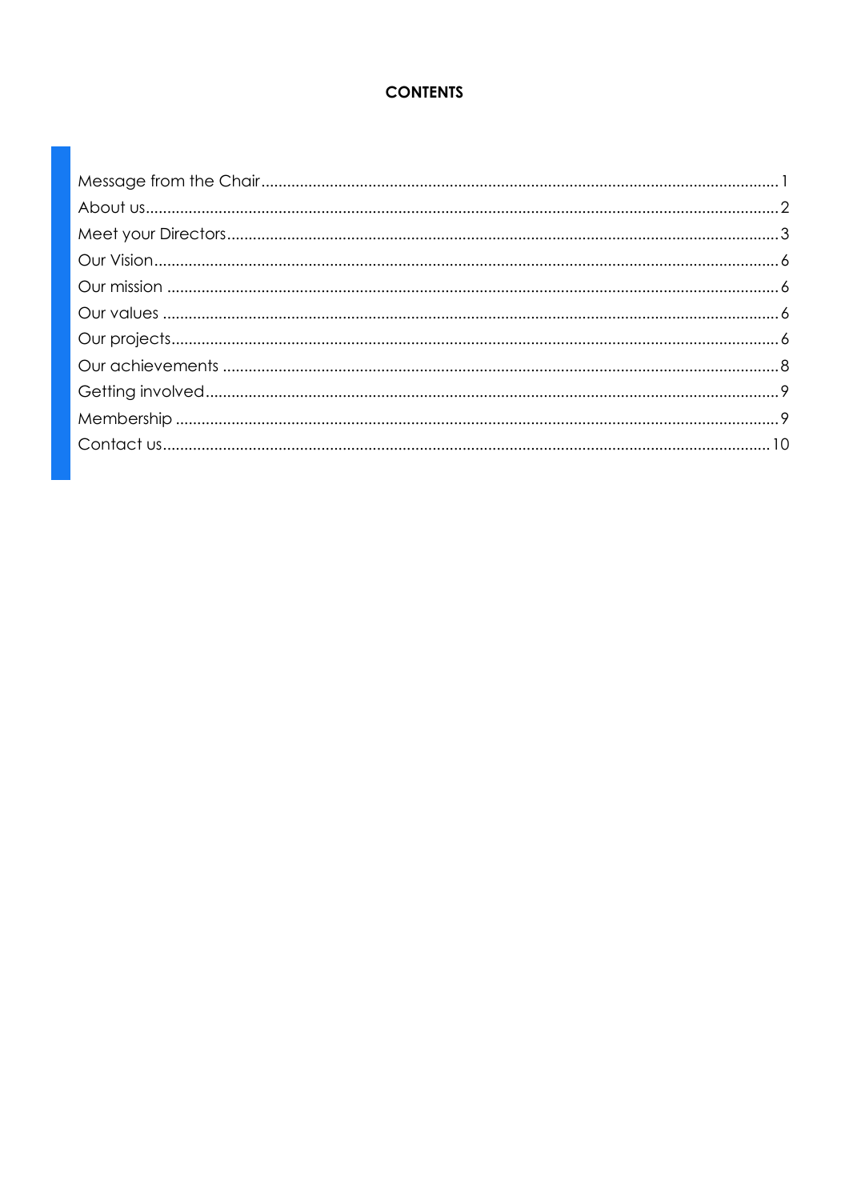**CONTENTS**

Message from the Chair ........ 1
About us ........ 2
Meet your Directors ........ 3
Our Vision ........ 6
Our mission ........ 6
Our values ........ 6
Our projects ........ 6
Our achievements ........ 8
Getting involved ........ 9
Membership ........ 9
Contact us ........ 10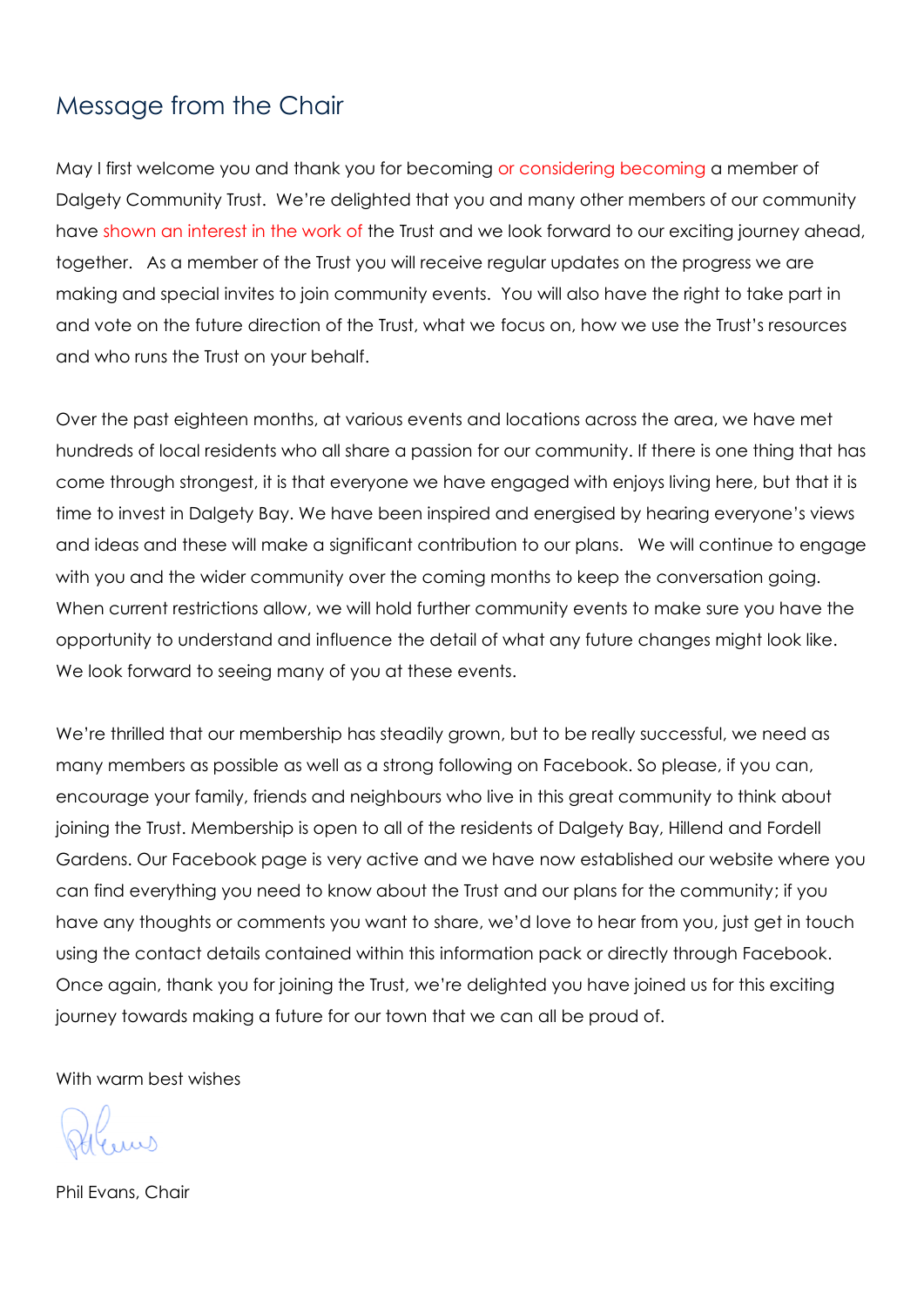## Message from the Chair

May I first welcome you and thank you for becoming or considering becoming a member of Dalgety Community Trust. We're delighted that you and many other members of our community have shown an interest in the work of the Trust and we look forward to our exciting journey ahead, together. As a member of the Trust you will receive regular updates on the progress we are making and special invites to join community events. You will also have the right to take part in and vote on the future direction of the Trust, what we focus on, how we use the Trust's resources and who runs the Trust on your behalf.

Over the past eighteen months, at various events and locations across the area, we have met hundreds of local residents who all share a passion for our community. If there is one thing that has come through strongest, it is that everyone we have engaged with enjoys living here, but that it is time to invest in Dalgety Bay. We have been inspired and energised by hearing everyone's views and ideas and these will make a significant contribution to our plans. We will continue to engage with you and the wider community over the coming months to keep the conversation going. When current restrictions allow, we will hold further community events to make sure you have the opportunity to understand and influence the detail of what any future changes might look like. We look forward to seeing many of you at these events.

We're thrilled that our membership has steadily grown, but to be really successful, we need as many members as possible as well as a strong following on Facebook. So please, if you can, encourage your family, friends and neighbours who live in this great community to think about joining the Trust. Membership is open to all of the residents of Dalgety Bay, Hillend and Fordell Gardens. Our Facebook page is very active and we have now established our website where you can find everything you need to know about the Trust and our plans for the community; if you have any thoughts or comments you want to share, we'd love to hear from you, just get in touch using the contact details contained within this information pack or directly through Facebook. Once again, thank you for joining the Trust, we're delighted you have joined us for this exciting journey towards making a future for our town that we can all be proud of.

With warm best wishes

Phil Evans, Chair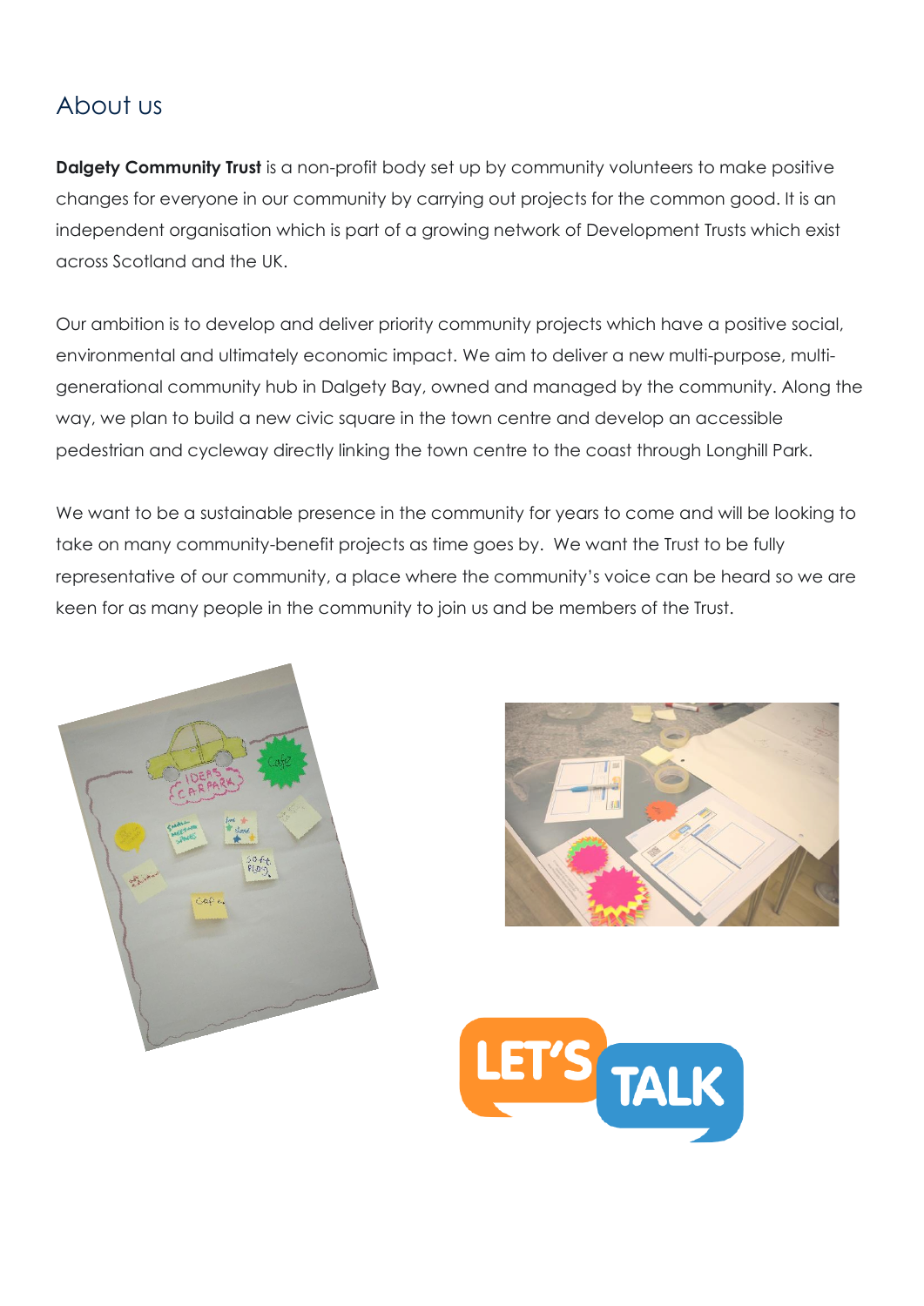## About us

**Dalgety Community Trust** is a non-profit body set up by community volunteers to make positive changes for everyone in our community by carrying out projects for the common good. It is an independent organisation which is part of a growing network of Development Trusts which exist across Scotland and the UK.

Our ambition is to develop and deliver priority community projects which have a positive social, environmental and ultimately economic impact. We aim to deliver a new multi-purpose, multi-generational community hub in Dalgety Bay, owned and managed by the community. Along the way, we plan to build a new civic square in the town centre and develop an accessible pedestrian and cycleway directly linking the town centre to the coast through Longhill Park.

We want to be a sustainable presence in the community for years to come and will be looking to take on many community-benefit projects as time goes by. We want the Trust to be fully representative of our community, a place where the community's voice can be heard so we are keen for as many people in the community to join us and be members of the Trust.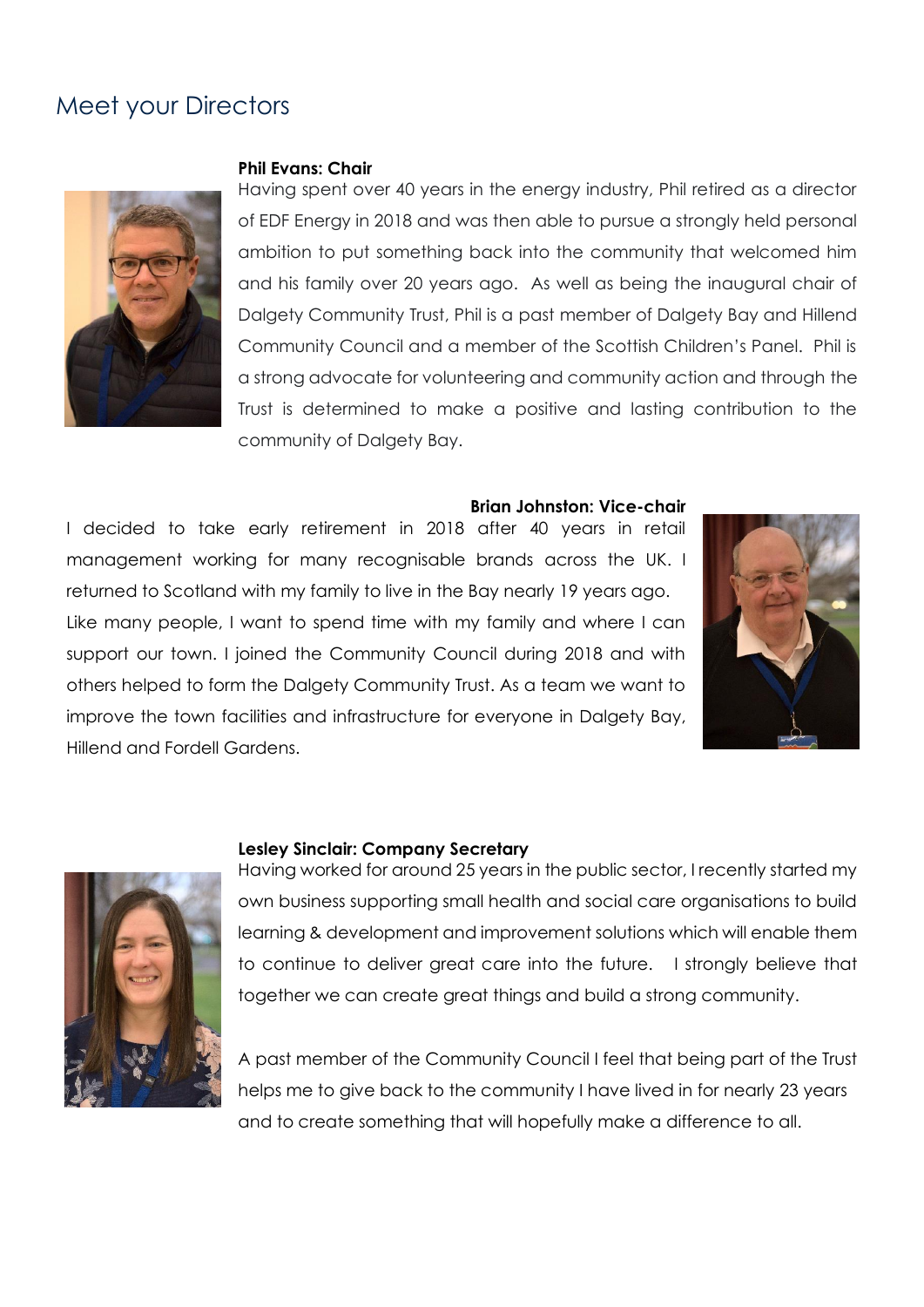## Meet your Directors

**Phil Evans: Chair**

Having spent over 40 years in the energy industry, Phil retired as a director of EDF Energy in 2018 and was then able to pursue a strongly held personal ambition to put something back into the community that welcomed him and his family over 20 years ago. As well as being the inaugural chair of Dalgety Community Trust, Phil is a past member of Dalgety Bay and Hillend Community Council and a member of the Scottish Children's Panel. Phil is a strong advocate for volunteering and community action and through the Trust is determined to make a positive and lasting contribution to the community of Dalgety Bay.

**Brian Johnston: Vice-chair**

I decided to take early retirement in 2018 after 40 years in retail management working for many recognisable brands across the UK. I returned to Scotland with my family to live in the Bay nearly 19 years ago. Like many people, I want to spend time with my family and where I can support our town. I joined the Community Council during 2018 and with others helped to form the Dalgety Community Trust. As a team we want to improve the town facilities and infrastructure for everyone in Dalgety Bay, Hillend and Fordell Gardens.

**Lesley Sinclair: Company Secretary**

Having worked for around 25 years in the public sector, I recently started my own business supporting small health and social care organisations to build learning & development and improvement solutions which will enable them to continue to deliver great care into the future. I strongly believe that together we can create great things and build a strong community.

A past member of the Community Council I feel that being part of the Trust helps me to give back to the community I have lived in for nearly 23 years and to create something that will hopefully make a difference to all.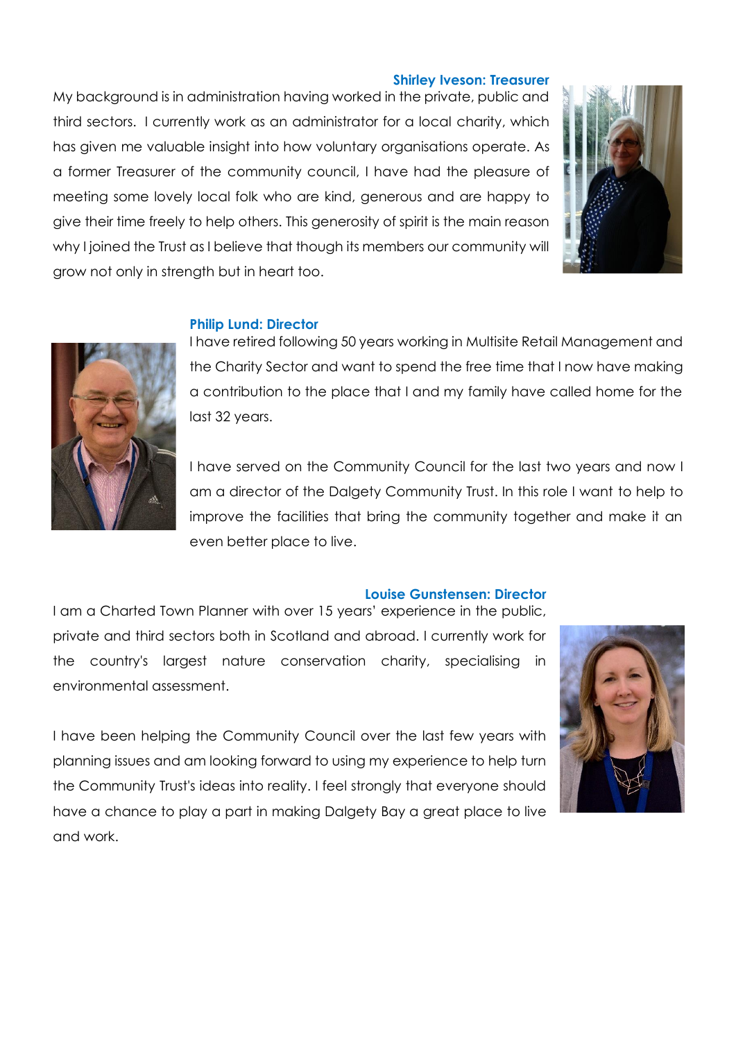**Shirley Iveson: Treasurer**

My background is in administration having worked in the private, public and third sectors. I currently work as an administrator for a local charity, which has given me valuable insight into how voluntary organisations operate. As a former Treasurer of the community council, I have had the pleasure of meeting some lovely local folk who are kind, generous and are happy to give their time freely to help others. This generosity of spirit is the main reason why I joined the Trust as I believe that though its members our community will grow not only in strength but in heart too.

**Philip Lund: Director**

I have retired following 50 years working in Multisite Retail Management and the Charity Sector and want to spend the free time that I now have making a contribution to the place that I and my family have called home for the last 32 years.

I have served on the Community Council for the last two years and now I am a director of the Dalgety Community Trust. In this role I want to help to improve the facilities that bring the community together and make it an even better place to live.

**Louise Gunstensen: Director**

I am a Charted Town Planner with over 15 years' experience in the public, private and third sectors both in Scotland and abroad. I currently work for the country's largest nature conservation charity, specialising in environmental assessment.

I have been helping the Community Council over the last few years with planning issues and am looking forward to using my experience to help turn the Community Trust's ideas into reality. I feel strongly that everyone should have a chance to play a part in making Dalgety Bay a great place to live and work.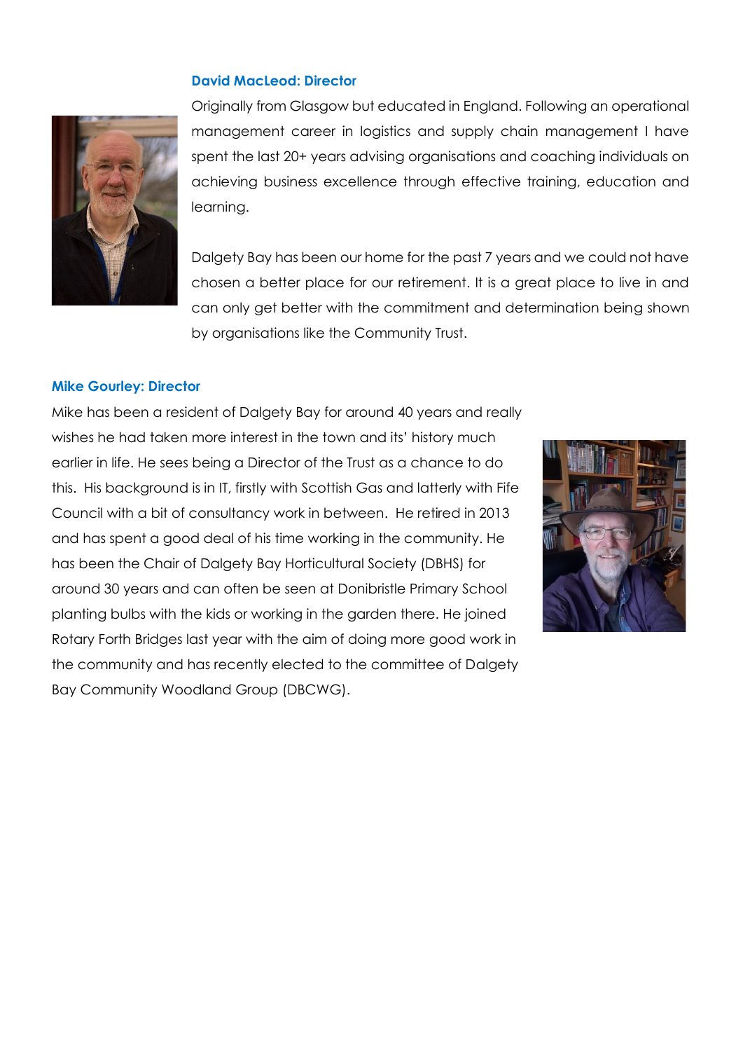### David MacLeod: Director

Originally from Glasgow but educated in England. Following an operational management career in logistics and supply chain management I have spent the last 20+ years advising organisations and coaching individuals on achieving business excellence through effective training, education and learning.

Dalgety Bay has been our home for the past 7 years and we could not have chosen a better place for our retirement. It is a great place to live in and can only get better with the commitment and determination being shown by organisations like the Community Trust.

### Mike Gourley: Director

Mike has been a resident of Dalgety Bay for around 40 years and really wishes he had taken more interest in the town and its' history much earlier in life. He sees being a Director of the Trust as a chance to do this. His background is in IT, firstly with Scottish Gas and latterly with Fife Council with a bit of consultancy work in between. He retired in 2013 and has spent a good deal of his time working in the community. He has been the Chair of Dalgety Bay Horticultural Society (DBHS) for around 30 years and can often be seen at Donibristle Primary School planting bulbs with the kids or working in the garden there. He joined Rotary Forth Bridges last year with the aim of doing more good work in the community and has recently elected to the committee of Dalgety Bay Community Woodland Group (DBCWG).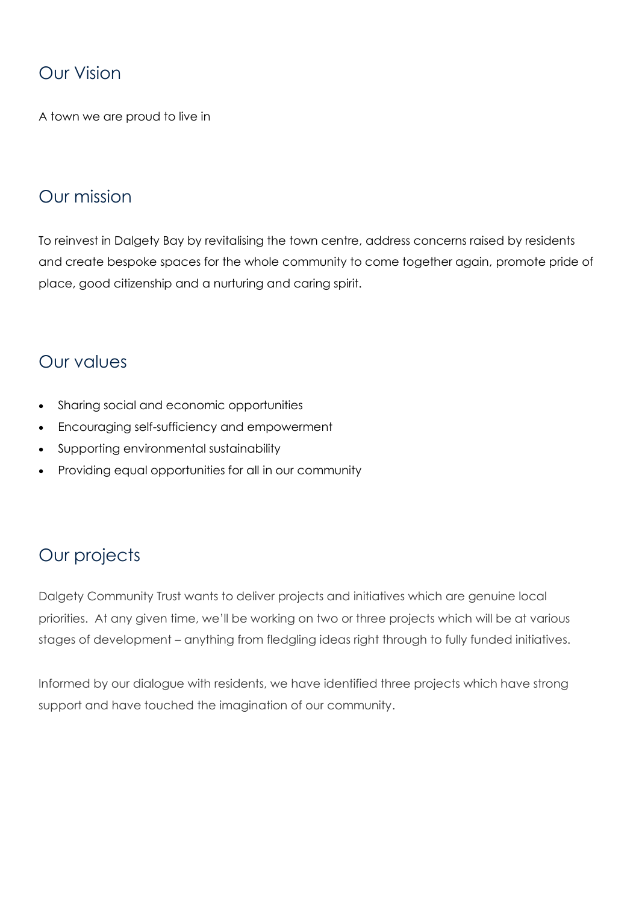## Our Vision

A town we are proud to live in

## Our mission

To reinvest in Dalgety Bay by revitalising the town centre, address concerns raised by residents and create bespoke spaces for the whole community to come together again, promote pride of place, good citizenship and a nurturing and caring spirit.

## Our values

- Sharing social and economic opportunities
- Encouraging self-sufficiency and empowerment
- Supporting environmental sustainability
- Providing equal opportunities for all in our community

## Our projects

Dalgety Community Trust wants to deliver projects and initiatives which are genuine local priorities. At any given time, we'll be working on two or three projects which will be at various stages of development – anything from fledgling ideas right through to fully funded initiatives.

Informed by our dialogue with residents, we have identified three projects which have strong support and have touched the imagination of our community.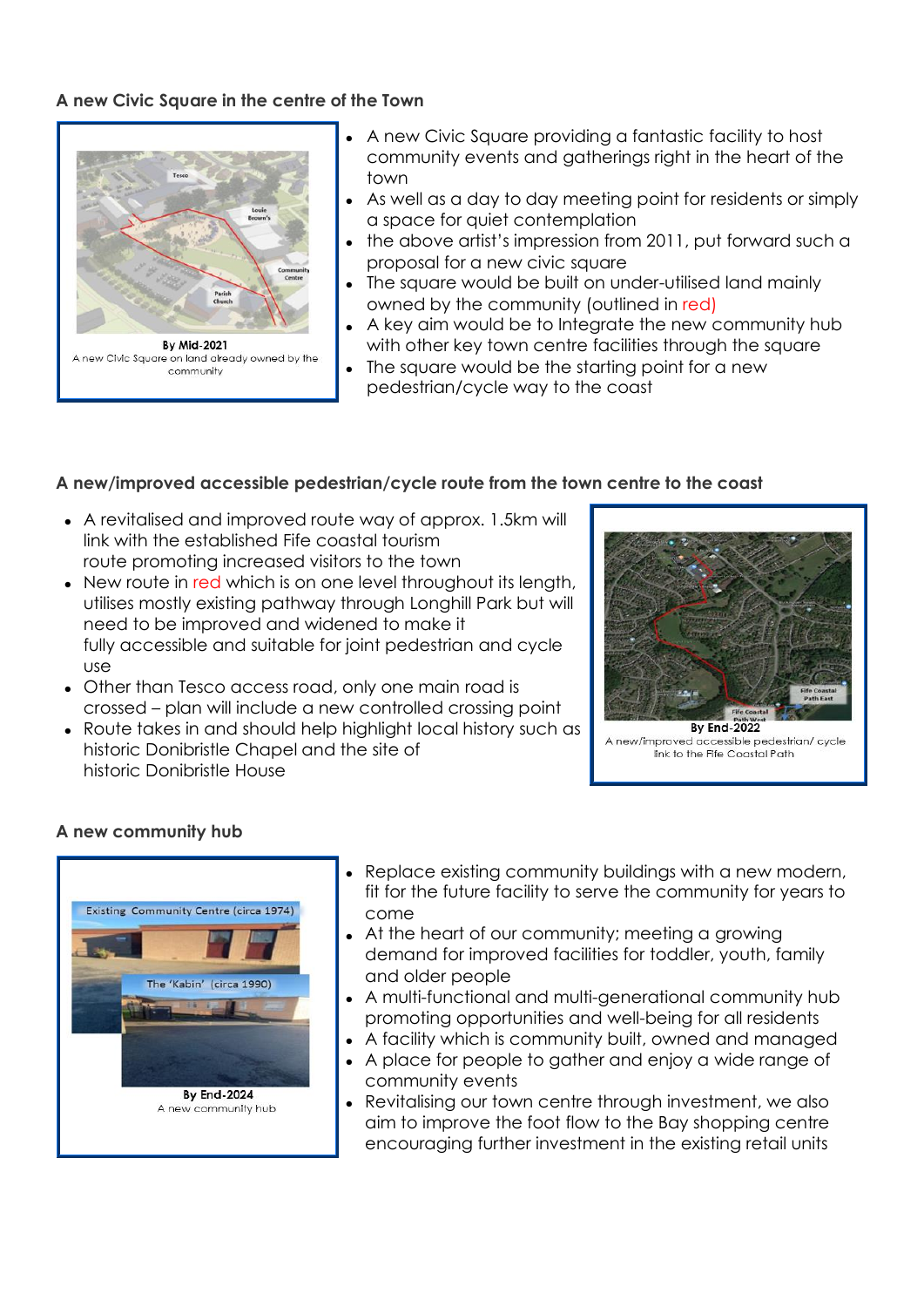### A new Civic Square in the centre of the Town

**By Mid-2021**
A new Civic Square on land already owned by the community

- A new Civic Square providing a fantastic facility to host community events and gatherings right in the heart of the town
- As well as a day to day meeting point for residents or simply a space for quiet contemplation
- the above artist's impression from 2011, put forward such a proposal for a new civic square
- The square would be built on under-utilised land mainly owned by the community (outlined in red)
- A key aim would be to Integrate the new community hub with other key town centre facilities through the square
- The square would be the starting point for a new pedestrian/cycle way to the coast

### A new/improved accessible pedestrian/cycle route from the town centre to the coast

- A revitalised and improved route way of approx. 1.5km will link with the established Fife coastal tourism route promoting increased visitors to the town
- New route in red which is on one level throughout its length, utilises mostly existing pathway through Longhill Park but will need to be improved and widened to make it fully accessible and suitable for joint pedestrian and cycle use
- Other than Tesco access road, only one main road is crossed – plan will include a new controlled crossing point
- Route takes in and should help highlight local history such as historic Donibristle Chapel and the site of historic Donibristle House

**By End-2022**
A new/improved accessible pedestrian/ cycle link to the Fife Coastal Path

### A new community hub

**By End-2024**
A new community hub

- Replace existing community buildings with a new modern, fit for the future facility to serve the community for years to come
- At the heart of our community; meeting a growing demand for improved facilities for toddler, youth, family and older people
- A multi-functional and multi-generational community hub promoting opportunities and well-being for all residents
- A facility which is community built, owned and managed
- A place for people to gather and enjoy a wide range of community events
- Revitalising our town centre through investment, we also aim to improve the foot flow to the Bay shopping centre encouraging further investment in the existing retail units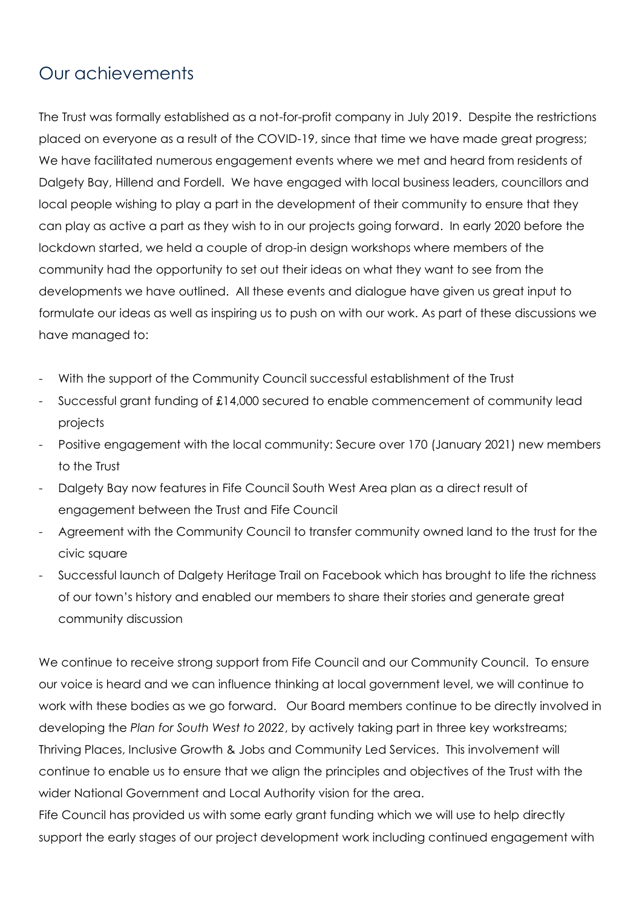## Our achievements

The Trust was formally established as a not-for-profit company in July 2019. Despite the restrictions placed on everyone as a result of the COVID-19, since that time we have made great progress; We have facilitated numerous engagement events where we met and heard from residents of Dalgety Bay, Hillend and Fordell. We have engaged with local business leaders, councillors and local people wishing to play a part in the development of their community to ensure that they can play as active a part as they wish to in our projects going forward. In early 2020 before the lockdown started, we held a couple of drop-in design workshops where members of the community had the opportunity to set out their ideas on what they want to see from the developments we have outlined. All these events and dialogue have given us great input to formulate our ideas as well as inspiring us to push on with our work. As part of these discussions we have managed to:

- With the support of the Community Council successful establishment of the Trust
- Successful grant funding of £14,000 secured to enable commencement of community lead projects
- Positive engagement with the local community: Secure over 170 (January 2021) new members to the Trust
- Dalgety Bay now features in Fife Council South West Area plan as a direct result of engagement between the Trust and Fife Council
- Agreement with the Community Council to transfer community owned land to the trust for the civic square
- Successful launch of Dalgety Heritage Trail on Facebook which has brought to life the richness of our town's history and enabled our members to share their stories and generate great community discussion

We continue to receive strong support from Fife Council and our Community Council. To ensure our voice is heard and we can influence thinking at local government level, we will continue to work with these bodies as we go forward. Our Board members continue to be directly involved in developing the *Plan for South West to 2022*, by actively taking part in three key workstreams; Thriving Places, Inclusive Growth & Jobs and Community Led Services. This involvement will continue to enable us to ensure that we align the principles and objectives of the Trust with the wider National Government and Local Authority vision for the area.

Fife Council has provided us with some early grant funding which we will use to help directly support the early stages of our project development work including continued engagement with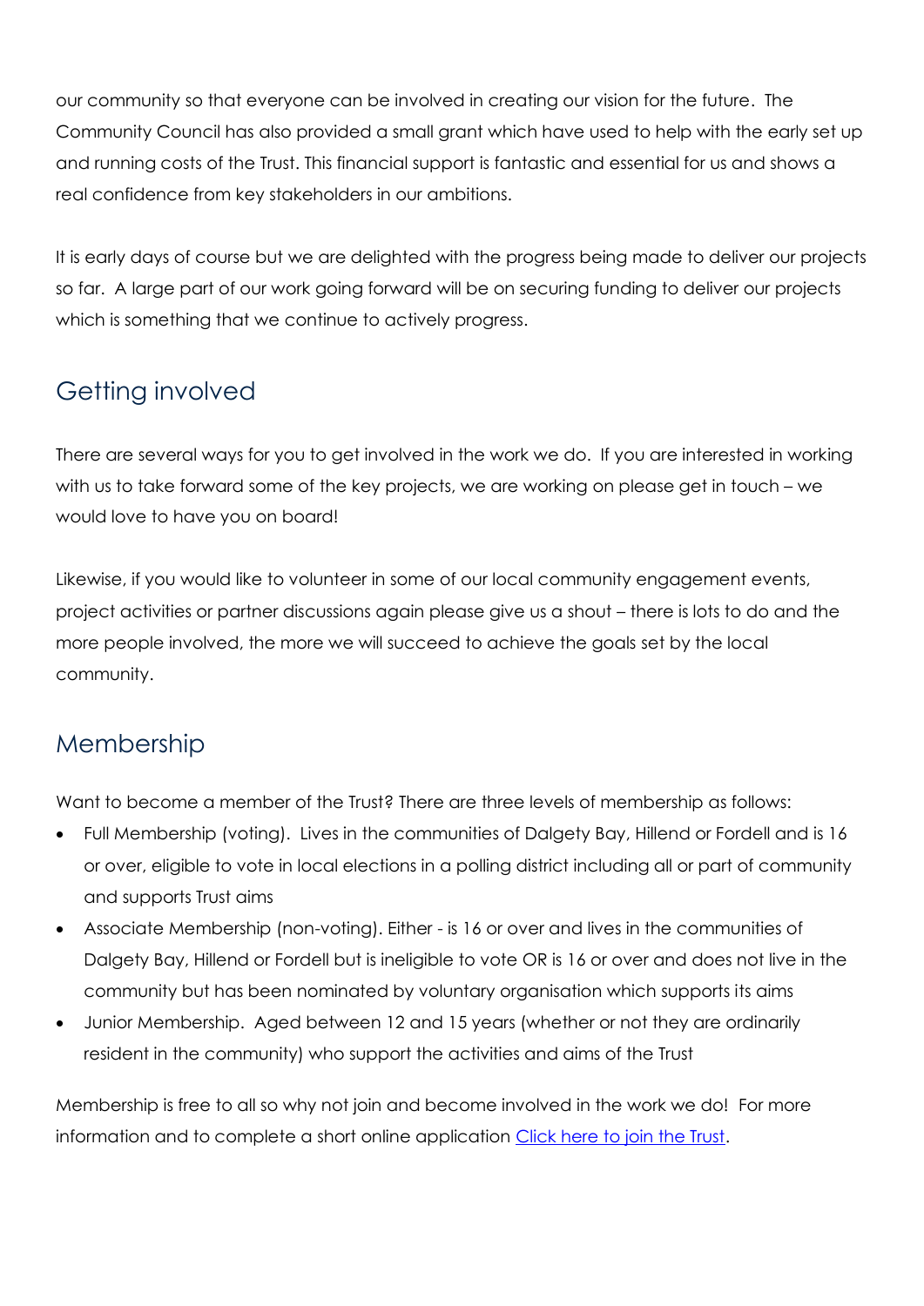our community so that everyone can be involved in creating our vision for the future. The Community Council has also provided a small grant which have used to help with the early set up and running costs of the Trust. This financial support is fantastic and essential for us and shows a real confidence from key stakeholders in our ambitions.

It is early days of course but we are delighted with the progress being made to deliver our projects so far. A large part of our work going forward will be on securing funding to deliver our projects which is something that we continue to actively progress.

## Getting involved

There are several ways for you to get involved in the work we do. If you are interested in working with us to take forward some of the key projects, we are working on please get in touch – we would love to have you on board!

Likewise, if you would like to volunteer in some of our local community engagement events, project activities or partner discussions again please give us a shout – there is lots to do and the more people involved, the more we will succeed to achieve the goals set by the local community.

## Membership

Want to become a member of the Trust? There are three levels of membership as follows:

- Full Membership (voting). Lives in the communities of Dalgety Bay, Hillend or Fordell and is 16 or over, eligible to vote in local elections in a polling district including all or part of community and supports Trust aims
- Associate Membership (non-voting). Either - is 16 or over and lives in the communities of Dalgety Bay, Hillend or Fordell but is ineligible to vote OR is 16 or over and does not live in the community but has been nominated by voluntary organisation which supports its aims
- Junior Membership. Aged between 12 and 15 years (whether or not they are ordinarily resident in the community) who support the activities and aims of the Trust

Membership is free to all so why not join and become involved in the work we do! For more information and to complete a short online application Click here to join the Trust.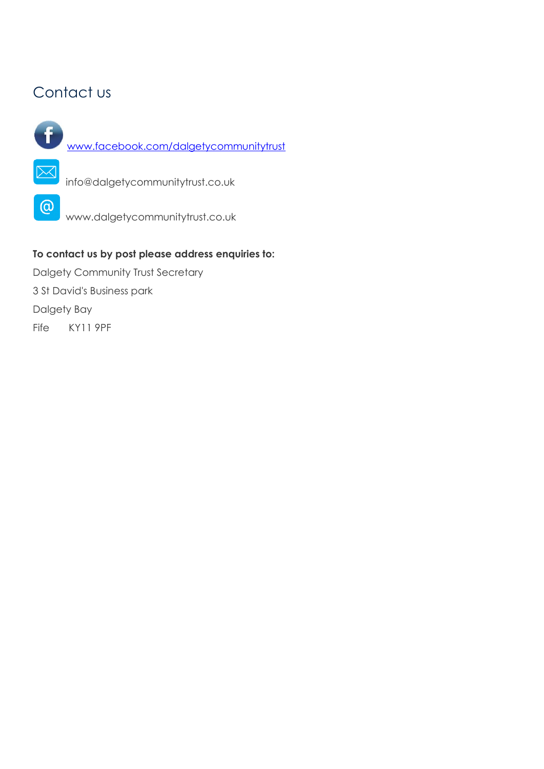# Contact us

www.facebook.com/dalgetycommunitytrust

info@dalgetycommunitytrust.co.uk

www.dalgetycommunitytrust.co.uk

**To contact us by post please address enquiries to:**

Dalgety Community Trust Secretary

3 St David's Business park

Dalgety Bay

Fife KY11 9PF